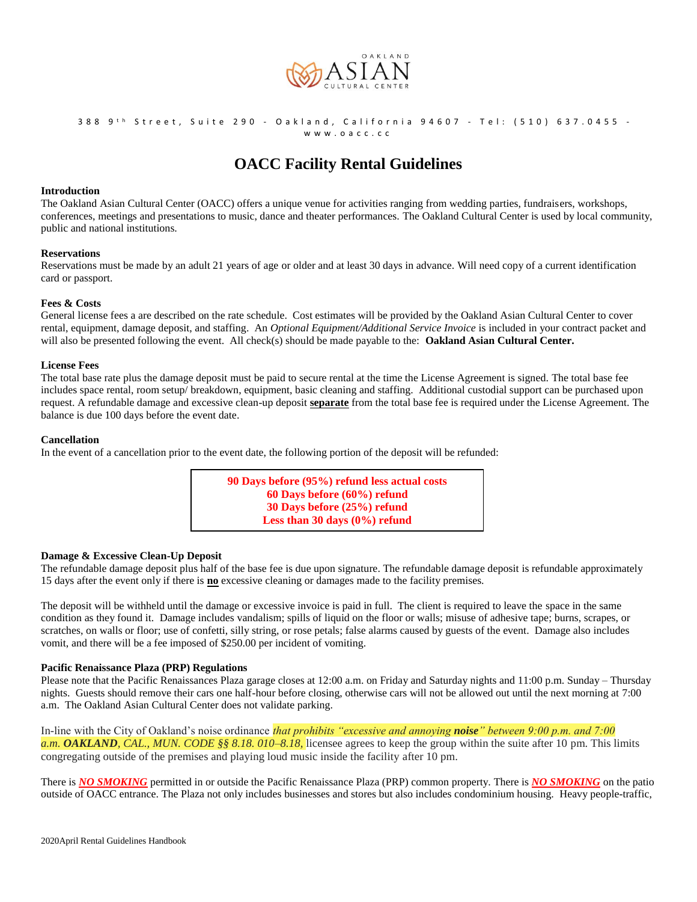OAKLAND ASIAN CULTURAL CENTER

388 9th Street, Suite 290 - Oakland, California 94607 - Tel: (510) 637.0455 - www.oacc.cc

# OACC Facility Rental Guidelines

**Introduction**

The Oakland Asian Cultural Center (OACC) offers a unique venue for activities ranging from wedding parties, fundraisers, workshops, conferences, meetings and presentations to music, dance and theater performances. The Oakland Cultural Center is used by local community, public and national institutions.

**Reservations**

Reservations must be made by an adult 21 years of age or older and at least 30 days in advance. Will need copy of a current identification card or passport.

**Fees & Costs**

General license fees a are described on the rate schedule. Cost estimates will be provided by the Oakland Asian Cultural Center to cover rental, equipment, damage deposit, and staffing. An *Optional Equipment/Additional Service Invoice* is included in your contract packet and will also be presented following the event. All check(s) should be made payable to the: **Oakland Asian Cultural Center.**

**License Fees**

The total base rate plus the damage deposit must be paid to secure rental at the time the License Agreement is signed. The total base fee includes space rental, room setup/ breakdown, equipment, basic cleaning and staffing. Additional custodial support can be purchased upon request. A refundable damage and excessive clean-up deposit **separate** from the total base fee is required under the License Agreement. The balance is due 100 days before the event date.

**Cancellation**

In the event of a cancellation prior to the event date, the following portion of the deposit will be refunded:

**90 Days before (95%) refund less actual costs**
**60 Days before (60%) refund**
**30 Days before (25%) refund**
**Less than 30 days (0%) refund**

**Damage & Excessive Clean-Up Deposit**

The refundable damage deposit plus half of the base fee is due upon signature. The refundable damage deposit is refundable approximately 15 days after the event only if there is **no** excessive cleaning or damages made to the facility premises.

The deposit will be withheld until the damage or excessive invoice is paid in full. The client is required to leave the space in the same condition as they found it. Damage includes vandalism; spills of liquid on the floor or walls; misuse of adhesive tape; burns, scrapes, or scratches, on walls or floor; use of confetti, silly string, or rose petals; false alarms caused by guests of the event. Damage also includes vomit, and there will be a fee imposed of $250.00 per incident of vomiting.

**Pacific Renaissance Plaza (PRP) Regulations**

Please note that the Pacific Renaissances Plaza garage closes at 12:00 a.m. on Friday and Saturday nights and 11:00 p.m. Sunday – Thursday nights. Guests should remove their cars one half-hour before closing, otherwise cars will not be allowed out until the next morning at 7:00 a.m. The Oakland Asian Cultural Center does not validate parking.

In-line with the City of Oakland's noise ordinance *that prohibits "excessive and annoying **noise**" between 9:00 p.m. and 7:00 a.m. **OAKLAND**, CAL., MUN. CODE §§ 8.18. 010–8.18,* licensee agrees to keep the group within the suite after 10 pm. This limits congregating outside of the premises and playing loud music inside the facility after 10 pm.

There is ***NO SMOKING*** permitted in or outside the Pacific Renaissance Plaza (PRP) common property. There is ***NO SMOKING*** on the patio outside of OACC entrance. The Plaza not only includes businesses and stores but also includes condominium housing. Heavy people-traffic,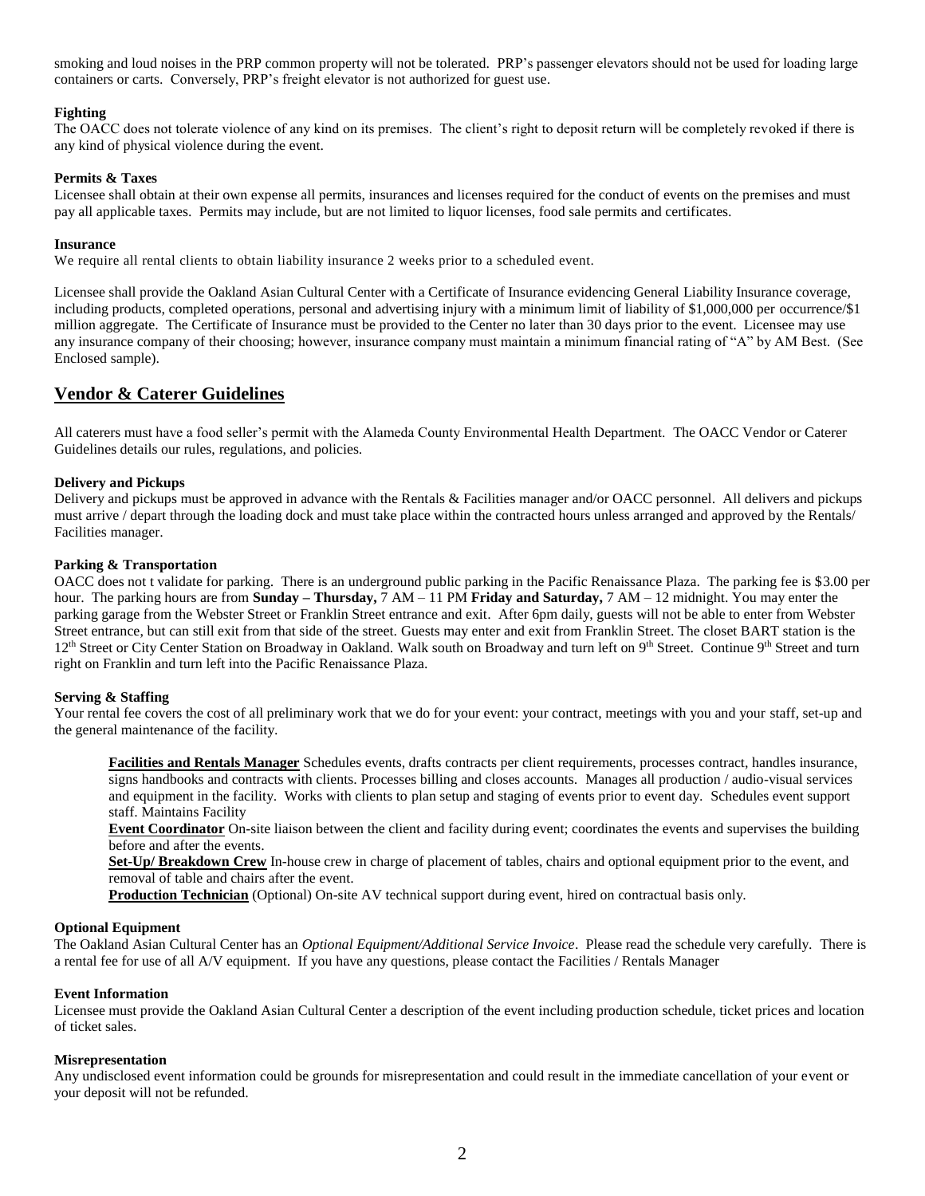smoking and loud noises in the PRP common property will not be tolerated. PRP's passenger elevators should not be used for loading large containers or carts. Conversely, PRP's freight elevator is not authorized for guest use.

**Fighting**

The OACC does not tolerate violence of any kind on its premises. The client's right to deposit return will be completely revoked if there is any kind of physical violence during the event.

**Permits & Taxes**

Licensee shall obtain at their own expense all permits, insurances and licenses required for the conduct of events on the premises and must pay all applicable taxes. Permits may include, but are not limited to liquor licenses, food sale permits and certificates.

**Insurance**

We require all rental clients to obtain liability insurance 2 weeks prior to a scheduled event.

Licensee shall provide the Oakland Asian Cultural Center with a Certificate of Insurance evidencing General Liability Insurance coverage, including products, completed operations, personal and advertising injury with a minimum limit of liability of $1,000,000 per occurrence/$1 million aggregate. The Certificate of Insurance must be provided to the Center no later than 30 days prior to the event. Licensee may use any insurance company of their choosing; however, insurance company must maintain a minimum financial rating of "A" by AM Best. (See Enclosed sample).

## Vendor & Caterer Guidelines

All caterers must have a food seller's permit with the Alameda County Environmental Health Department. The OACC Vendor or Caterer Guidelines details our rules, regulations, and policies.

**Delivery and Pickups**

Delivery and pickups must be approved in advance with the Rentals & Facilities manager and/or OACC personnel. All delivers and pickups must arrive / depart through the loading dock and must take place within the contracted hours unless arranged and approved by the Rentals/ Facilities manager.

**Parking & Transportation**

OACC does not t validate for parking. There is an underground public parking in the Pacific Renaissance Plaza. The parking fee is $3.00 per hour. The parking hours are from **Sunday – Thursday,** 7 AM – 11 PM **Friday and Saturday,** 7 AM – 12 midnight. You may enter the parking garage from the Webster Street or Franklin Street entrance and exit. After 6pm daily, guests will not be able to enter from Webster Street entrance, but can still exit from that side of the street. Guests may enter and exit from Franklin Street. The closet BART station is the 12th Street or City Center Station on Broadway in Oakland. Walk south on Broadway and turn left on 9th Street. Continue 9th Street and turn right on Franklin and turn left into the Pacific Renaissance Plaza.

**Serving & Staffing**

Your rental fee covers the cost of all preliminary work that we do for your event: your contract, meetings with you and your staff, set-up and the general maintenance of the facility.

**Facilities and Rentals Manager** Schedules events, drafts contracts per client requirements, processes contract, handles insurance, signs handbooks and contracts with clients. Processes billing and closes accounts. Manages all production / audio-visual services and equipment in the facility. Works with clients to plan setup and staging of events prior to event day. Schedules event support staff. Maintains Facility

**Event Coordinator** On-site liaison between the client and facility during event; coordinates the events and supervises the building before and after the events.

**Set-Up/ Breakdown Crew** In-house crew in charge of placement of tables, chairs and optional equipment prior to the event, and removal of table and chairs after the event.

**Production Technician** (Optional) On-site AV technical support during event, hired on contractual basis only.

**Optional Equipment**

The Oakland Asian Cultural Center has an *Optional Equipment/Additional Service Invoice*. Please read the schedule very carefully. There is a rental fee for use of all A/V equipment. If you have any questions, please contact the Facilities / Rentals Manager

**Event Information**

Licensee must provide the Oakland Asian Cultural Center a description of the event including production schedule, ticket prices and location of ticket sales.

**Misrepresentation**

Any undisclosed event information could be grounds for misrepresentation and could result in the immediate cancellation of your event or your deposit will not be refunded.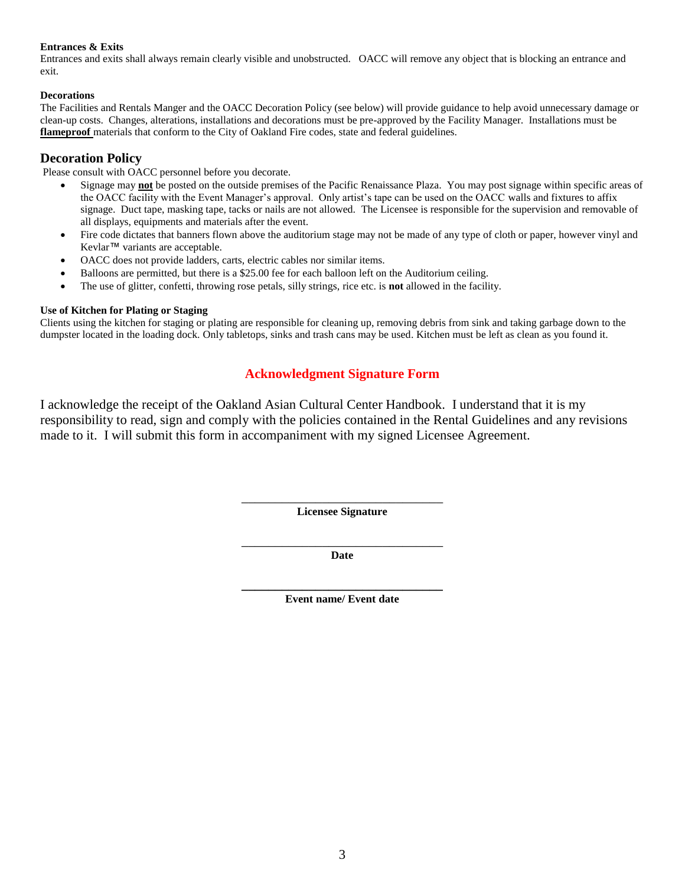**Entrances & Exits**

Entrances and exits shall always remain clearly visible and unobstructed. OACC will remove any object that is blocking an entrance and exit.

**Decorations**

The Facilities and Rentals Manger and the OACC Decoration Policy (see below) will provide guidance to help avoid unnecessary damage or clean-up costs. Changes, alterations, installations and decorations must be pre-approved by the Facility Manager. Installations must be **flameproof** materials that conform to the City of Oakland Fire codes, state and federal guidelines.

## Decoration Policy

Please consult with OACC personnel before you decorate.

- Signage may **not** be posted on the outside premises of the Pacific Renaissance Plaza. You may post signage within specific areas of the OACC facility with the Event Manager's approval. Only artist's tape can be used on the OACC walls and fixtures to affix signage. Duct tape, masking tape, tacks or nails are not allowed. The Licensee is responsible for the supervision and removable of all displays, equipments and materials after the event.
- Fire code dictates that banners flown above the auditorium stage may not be made of any type of cloth or paper, however vinyl and Kevlar™ variants are acceptable.
- OACC does not provide ladders, carts, electric cables nor similar items.
- Balloons are permitted, but there is a $25.00 fee for each balloon left on the Auditorium ceiling.
- The use of glitter, confetti, throwing rose petals, silly strings, rice etc. is **not** allowed in the facility.

**Use of Kitchen for Plating or Staging**

Clients using the kitchen for staging or plating are responsible for cleaning up, removing debris from sink and taking garbage down to the dumpster located in the loading dock. Only tabletops, sinks and trash cans may be used. Kitchen must be left as clean as you found it.

## Acknowledgment Signature Form

I acknowledge the receipt of the Oakland Asian Cultural Center Handbook. I understand that it is my responsibility to read, sign and comply with the policies contained in the Rental Guidelines and any revisions made to it. I will submit this form in accompaniment with my signed Licensee Agreement.

\_\_\_\_\_\_\_\_\_\_\_\_\_\_\_\_\_\_\_\_\_\_\_\_\_\_\_\_\_\_\_\_\_\_\_\_

**Licensee Signature**

\_\_\_\_\_\_\_\_\_\_\_\_\_\_\_\_\_\_\_\_\_\_\_\_\_\_\_\_\_\_\_\_\_\_\_\_

**Date**

\_\_\_\_\_\_\_\_\_\_\_\_\_\_\_\_\_\_\_\_\_\_\_\_\_\_\_\_\_\_\_\_\_\_\_\_

**Event name/ Event date**